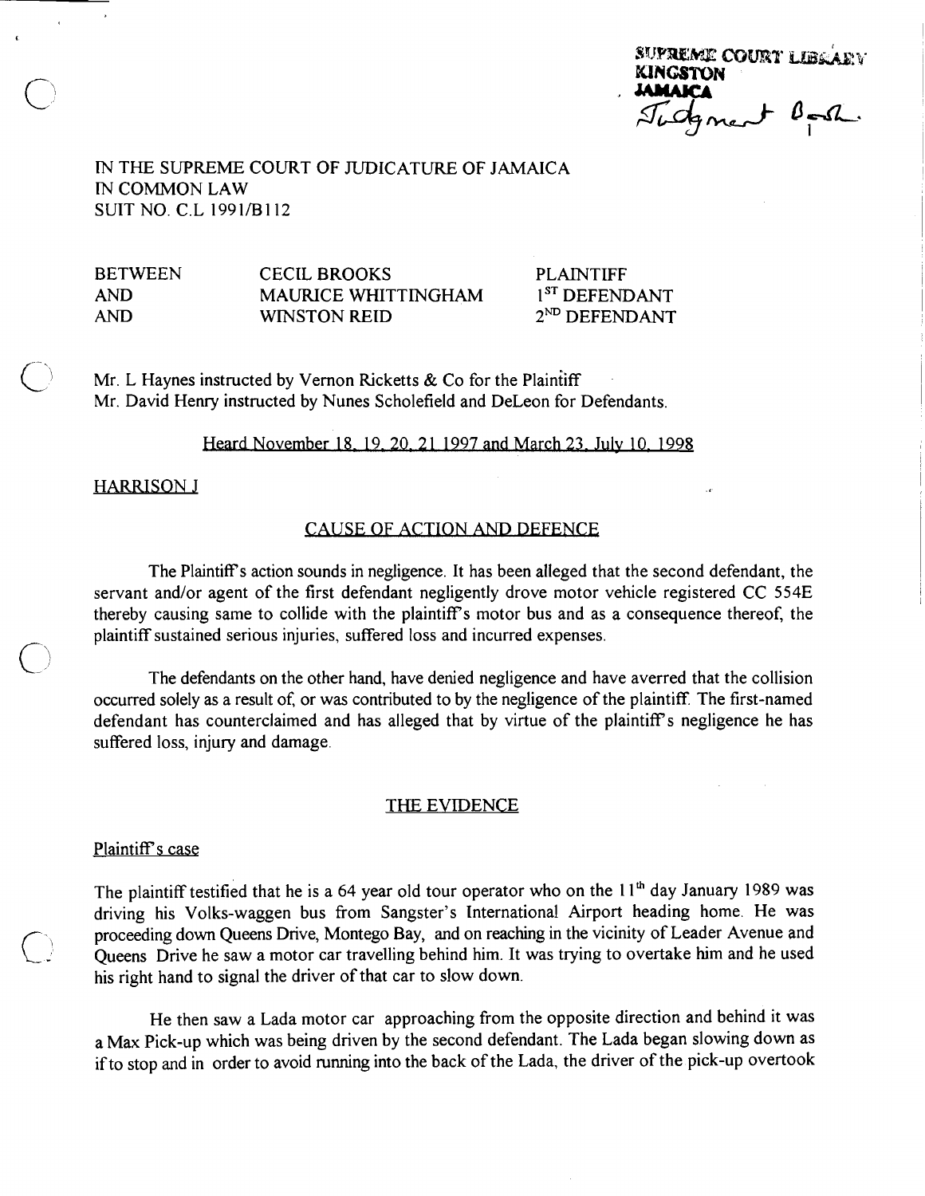SUPREME COURT LIBRARY
KINGSTON
JAMAICA
Judgment Book

IN THE SUPREME COURT OF JUDICATURE OF JAMAICA
IN COMMON LAW
SUIT NO. C.L 1991/B112

| | | |
|---|---|---|
| BETWEEN | CECIL BROOKS | PLAINTIFF |
| AND | MAURICE WHITTINGHAM | 1ST DEFENDANT |
| AND | WINSTON REID | 2ND DEFENDANT |

Mr. L Haynes instructed by Vernon Ricketts & Co for the Plaintiff
Mr. David Henry instructed by Nunes Scholefield and DeLeon for Defendants.

Heard November 18, 19, 20, 21 1997 and March 23, July 10, 1998

HARRISON J

## CAUSE OF ACTION AND DEFENCE

The Plaintiff's action sounds in negligence. It has been alleged that the second defendant, the servant and/or agent of the first defendant negligently drove motor vehicle registered CC 554E thereby causing same to collide with the plaintiff's motor bus and as a consequence thereof, the plaintiff sustained serious injuries, suffered loss and incurred expenses.

The defendants on the other hand, have denied negligence and have averred that the collision occurred solely as a result of, or was contributed to by the negligence of the plaintiff. The first-named defendant has counterclaimed and has alleged that by virtue of the plaintiff's negligence he has suffered loss, injury and damage.

## THE EVIDENCE

### Plaintiff's case

The plaintiff testified that he is a 64 year old tour operator who on the 11th day January 1989 was driving his Volks-waggen bus from Sangster's International Airport heading home. He was proceeding down Queens Drive, Montego Bay, and on reaching in the vicinity of Leader Avenue and Queens Drive he saw a motor car travelling behind him. It was trying to overtake him and he used his right hand to signal the driver of that car to slow down.

He then saw a Lada motor car approaching from the opposite direction and behind it was a Max Pick-up which was being driven by the second defendant. The Lada began slowing down as if to stop and in order to avoid running into the back of the Lada, the driver of the pick-up overtook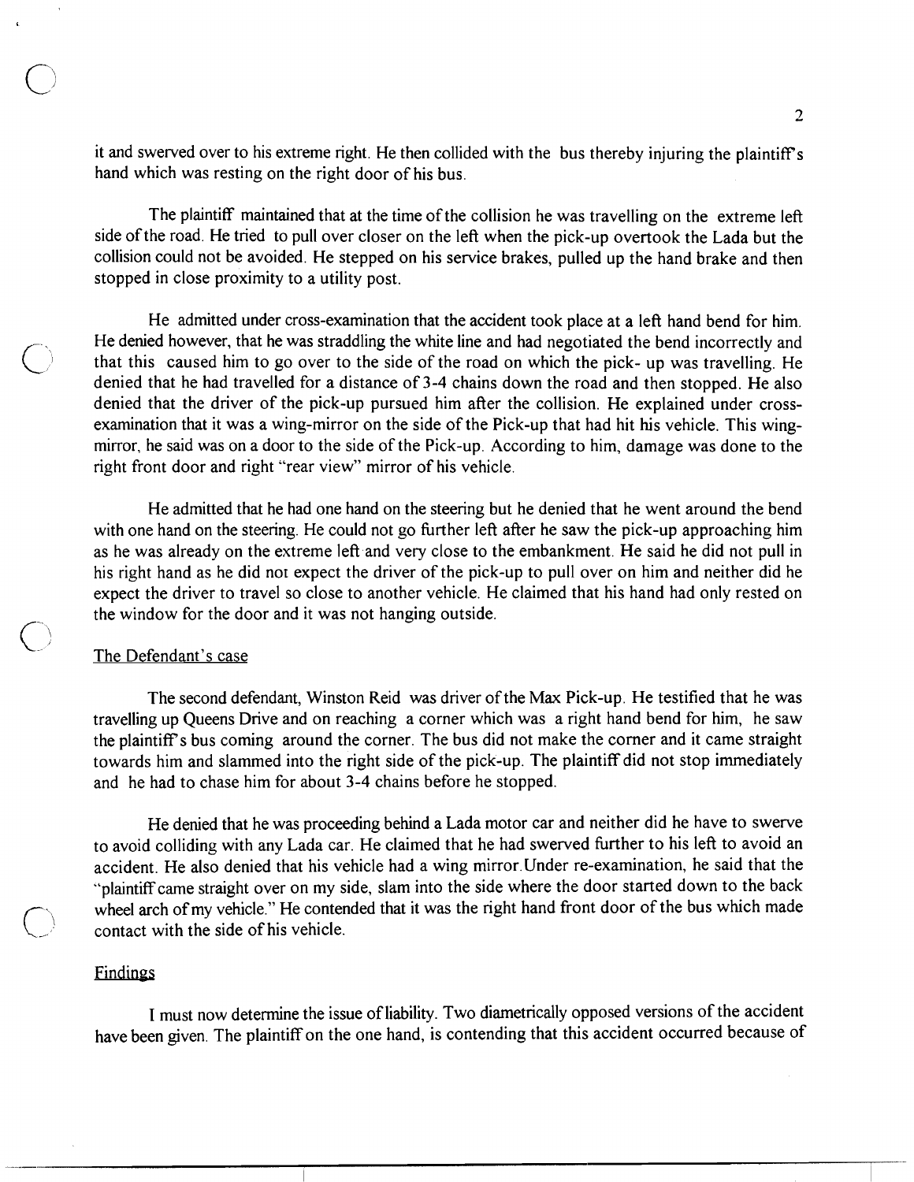it and swerved over to his extreme right. He then collided with the bus thereby injuring the plaintiff's hand which was resting on the right door of his bus.

The plaintiff maintained that at the time of the collision he was travelling on the extreme left side of the road. He tried to pull over closer on the left when the pick-up overtook the Lada but the collision could not be avoided. He stepped on his service brakes, pulled up the hand brake and then stopped in close proximity to a utility post.

He admitted under cross-examination that the accident took place at a left hand bend for him. He denied however, that he was straddling the white line and had negotiated the bend incorrectly and that this caused him to go over to the side of the road on which the pick- up was travelling. He denied that he had travelled for a distance of 3-4 chains down the road and then stopped. He also denied that the driver of the pick-up pursued him after the collision. He explained under cross-examination that it was a wing-mirror on the side of the Pick-up that had hit his vehicle. This wing-mirror, he said was on a door to the side of the Pick-up. According to him, damage was done to the right front door and right "rear view" mirror of his vehicle.

He admitted that he had one hand on the steering but he denied that he went around the bend with one hand on the steering. He could not go further left after he saw the pick-up approaching him as he was already on the extreme left and very close to the embankment. He said he did not pull in his right hand as he did not expect the driver of the pick-up to pull over on him and neither did he expect the driver to travel so close to another vehicle. He claimed that his hand had only rested on the window for the door and it was not hanging outside.

## The Defendant's case

The second defendant, Winston Reid was driver of the Max Pick-up. He testified that he was travelling up Queens Drive and on reaching a corner which was a right hand bend for him, he saw the plaintiff's bus coming around the corner. The bus did not make the corner and it came straight towards him and slammed into the right side of the pick-up. The plaintiff did not stop immediately and he had to chase him for about 3-4 chains before he stopped.

He denied that he was proceeding behind a Lada motor car and neither did he have to swerve to avoid colliding with any Lada car. He claimed that he had swerved further to his left to avoid an accident. He also denied that his vehicle had a wing mirror. Under re-examination, he said that the "plaintiff came straight over on my side, slam into the side where the door started down to the back wheel arch of my vehicle." He contended that it was the right hand front door of the bus which made contact with the side of his vehicle.

## Findings

I must now determine the issue of liability. Two diametrically opposed versions of the accident have been given. The plaintiff on the one hand, is contending that this accident occurred because of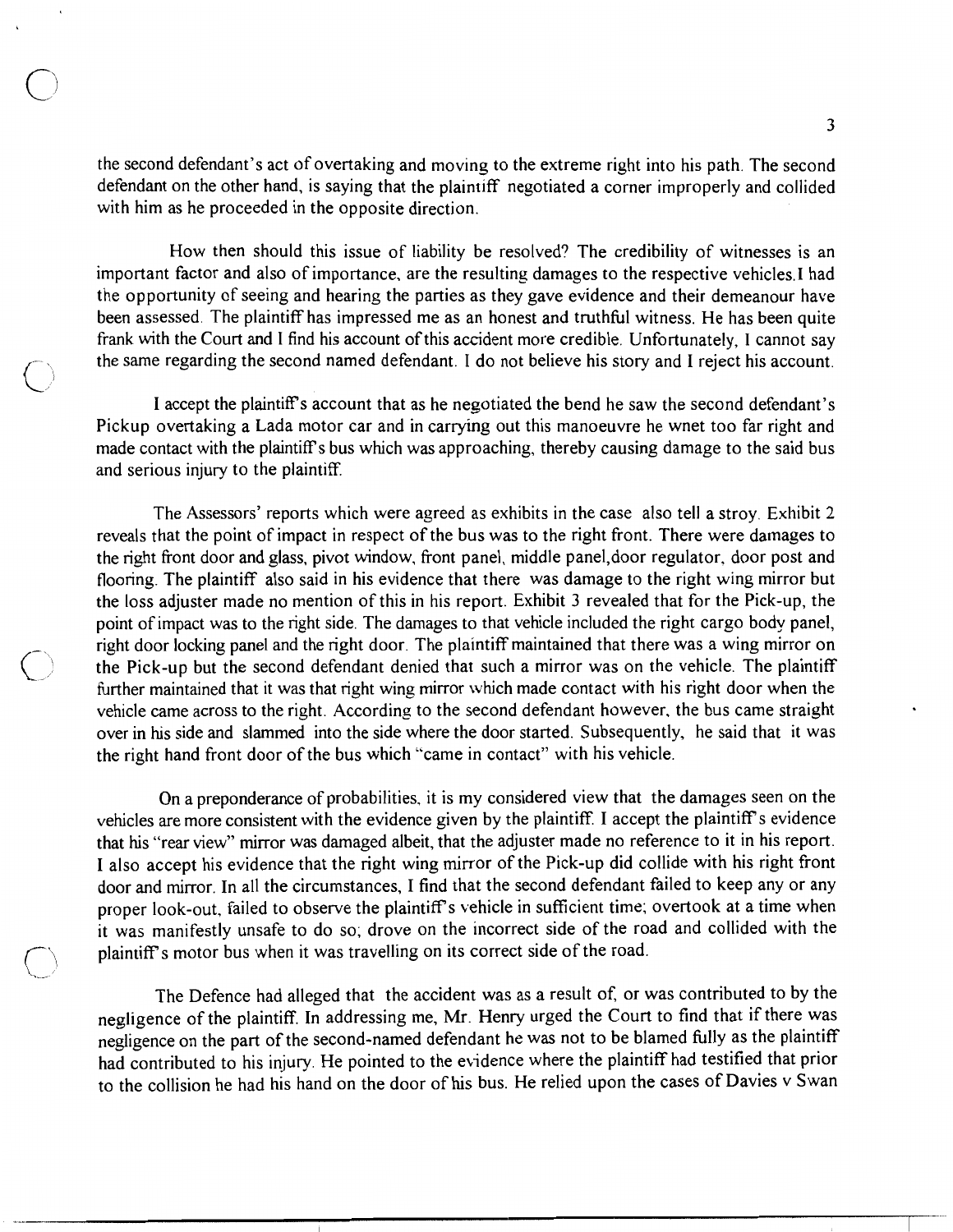the second defendant's act of overtaking and moving to the extreme right into his path. The second defendant on the other hand, is saying that the plaintiff negotiated a corner improperly and collided with him as he proceeded in the opposite direction.

How then should this issue of liability be resolved? The credibility of witnesses is an important factor and also of importance, are the resulting damages to the respective vehicles.I had the opportunity of seeing and hearing the parties as they gave evidence and their demeanour have been assessed. The plaintiff has impressed me as an honest and truthful witness. He has been quite frank with the Court and I find his account of this accident more credible. Unfortunately, I cannot say the same regarding the second named defendant. I do not believe his story and I reject his account.

I accept the plaintiff's account that as he negotiated the bend he saw the second defendant's Pickup overtaking a Lada motor car and in carrying out this manoeuvre he wnet too far right and made contact with the plaintiff's bus which was approaching, thereby causing damage to the said bus and serious injury to the plaintiff.

The Assessors' reports which were agreed as exhibits in the case also tell a stroy. Exhibit 2 reveals that the point of impact in respect of the bus was to the right front. There were damages to the right front door and glass, pivot window, front panel, middle panel,door regulator, door post and flooring. The plaintiff also said in his evidence that there was damage to the right wing mirror but the loss adjuster made no mention of this in his report. Exhibit 3 revealed that for the Pick-up, the point of impact was to the right side. The damages to that vehicle included the right cargo body panel, right door locking panel and the right door. The plaintiff maintained that there was a wing mirror on the Pick-up but the second defendant denied that such a mirror was on the vehicle. The plaintiff further maintained that it was that right wing mirror which made contact with his right door when the vehicle came across to the right. According to the second defendant however, the bus came straight over in his side and slammed into the side where the door started. Subsequently, he said that it was the right hand front door of the bus which "came in contact" with his vehicle.

On a preponderance of probabilities, it is my considered view that the damages seen on the vehicles are more consistent with the evidence given by the plaintiff. I accept the plaintiff's evidence that his "rear view" mirror was damaged albeit, that the adjuster made no reference to it in his report. I also accept his evidence that the right wing mirror of the Pick-up did collide with his right front door and mirror. In all the circumstances, I find that the second defendant failed to keep any or any proper look-out, failed to observe the plaintiff's vehicle in sufficient time; overtook at a time when it was manifestly unsafe to do so; drove on the incorrect side of the road and collided with the plaintiff's motor bus when it was travelling on its correct side of the road.

The Defence had alleged that the accident was as a result of, or was contributed to by the negligence of the plaintiff. In addressing me, Mr. Henry urged the Court to find that if there was negligence on the part of the second-named defendant he was not to be blamed fully as the plaintiff had contributed to his injury. He pointed to the evidence where the plaintiff had testified that prior to the collision he had his hand on the door of his bus. He relied upon the cases of Davies v Swan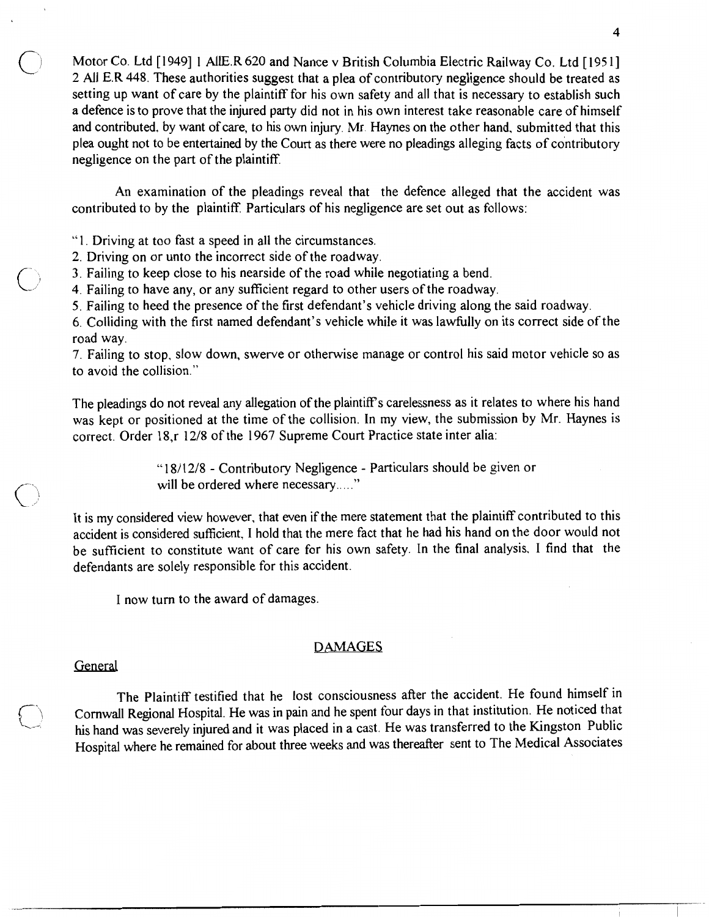Motor Co. Ltd [1949] 1 AllE.R 620 and Nance v British Columbia Electric Railway Co. Ltd [1951] 2 All E.R 448. These authorities suggest that a plea of contributory negligence should be treated as setting up want of care by the plaintiff for his own safety and all that is necessary to establish such a defence is to prove that the injured party did not in his own interest take reasonable care of himself and contributed, by want of care, to his own injury. Mr. Haynes on the other hand, submitted that this plea ought not to be entertained by the Court as there were no pleadings alleging facts of contributory negligence on the part of the plaintiff.

An examination of the pleadings reveal that the defence alleged that the accident was contributed to by the plaintiff. Particulars of his negligence are set out as follows:

"1. Driving at too fast a speed in all the circumstances.
2. Driving on or unto the incorrect side of the roadway.
3. Failing to keep close to his nearside of the road while negotiating a bend.
4. Failing to have any, or any sufficient regard to other users of the roadway.
5. Failing to heed the presence of the first defendant's vehicle driving along the said roadway.
6. Colliding with the first named defendant's vehicle while it was lawfully on its correct side of the road way.
7. Failing to stop, slow down, swerve or otherwise manage or control his said motor vehicle so as to avoid the collision."

The pleadings do not reveal any allegation of the plaintiff's carelessness as it relates to where his hand was kept or positioned at the time of the collision. In my view, the submission by Mr. Haynes is correct. Order 18,r 12/8 of the 1967 Supreme Court Practice state inter alia:

> "18/12/8 - Contributory Negligence - Particulars should be given or will be ordered where necessary....."

It is my considered view however, that even if the mere statement that the plaintiff contributed to this accident is considered sufficient, I hold that the mere fact that he had his hand on the door would not be sufficient to constitute want of care for his own safety. In the final analysis, I find that the defendants are solely responsible for this accident.

I now turn to the award of damages.

## DAMAGES

### General

The Plaintiff testified that he lost consciousness after the accident. He found himself in Cornwall Regional Hospital. He was in pain and he spent four days in that institution. He noticed that his hand was severely injured and it was placed in a cast. He was transferred to the Kingston Public Hospital where he remained for about three weeks and was thereafter sent to The Medical Associates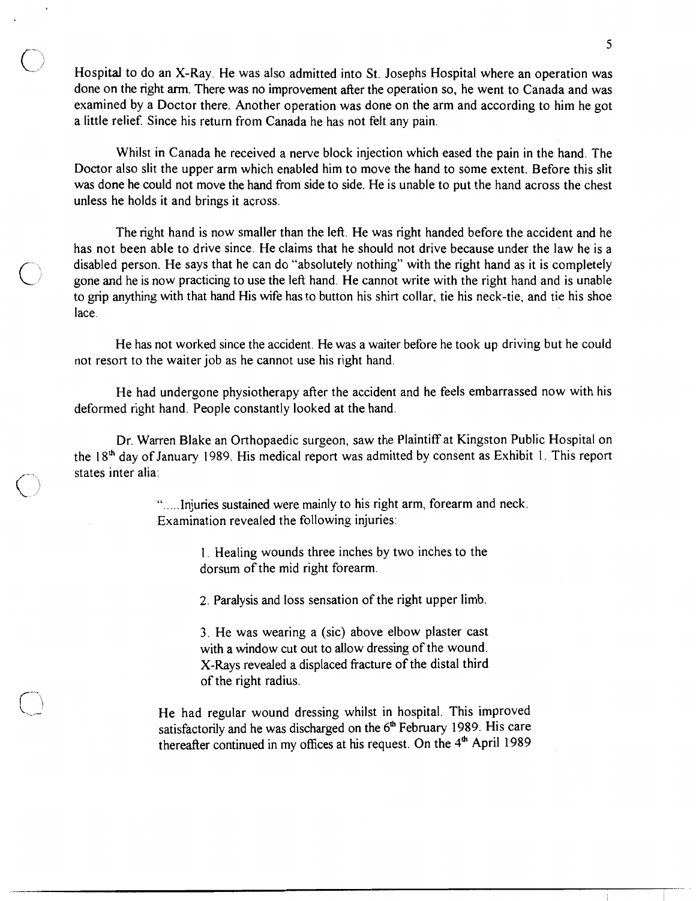Hospital to do an X-Ray. He was also admitted into St. Josephs Hospital where an operation was done on the right arm. There was no improvement after the operation so, he went to Canada and was examined by a Doctor there. Another operation was done on the arm and according to him he got a little relief. Since his return from Canada he has not felt any pain.

Whilst in Canada he received a nerve block injection which eased the pain in the hand. The Doctor also slit the upper arm which enabled him to move the hand to some extent. Before this slit was done he could not move the hand from side to side. He is unable to put the hand across the chest unless he holds it and brings it across.

The right hand is now smaller than the left. He was right handed before the accident and he has not been able to drive since. He claims that he should not drive because under the law he is a disabled person. He says that he can do "absolutely nothing" with the right hand as it is completely gone and he is now practicing to use the left hand. He cannot write with the right hand and is unable to grip anything with that hand His wife has to button his shirt collar, tie his neck-tie, and tie his shoe lace.

He has not worked since the accident. He was a waiter before he took up driving but he could not resort to the waiter job as he cannot use his right hand.

He had undergone physiotherapy after the accident and he feels embarrassed now with his deformed right hand. People constantly looked at the hand.

Dr. Warren Blake an Orthopaedic surgeon, saw the Plaintiff at Kingston Public Hospital on the 18th day of January 1989. His medical report was admitted by consent as Exhibit 1. This report states inter alia:

> ".....Injuries sustained were mainly to his right arm, forearm and neck. Examination revealed the following injuries:
>
> > 1. Healing wounds three inches by two inches to the dorsum of the mid right forearm.
> >
> > 2. Paralysis and loss sensation of the right upper limb.
> >
> > 3. He was wearing a (sic) above elbow plaster cast with a window cut out to allow dressing of the wound. X-Rays revealed a displaced fracture of the distal third of the right radius.
>
> He had regular wound dressing whilst in hospital. This improved satisfactorily and he was discharged on the 6th February 1989. His care thereafter continued in my offices at his request. On the 4th April 1989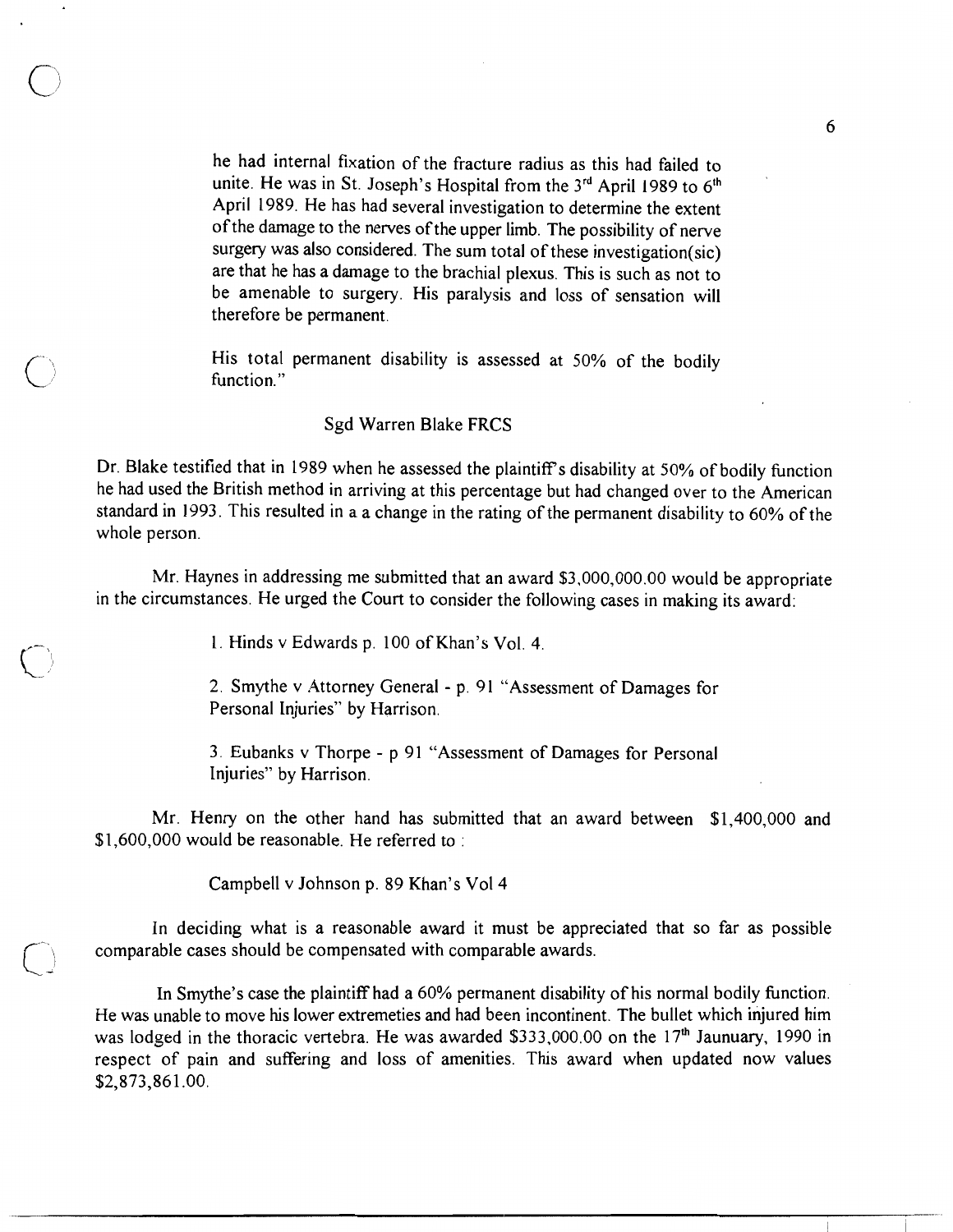he had internal fixation of the fracture radius as this had failed to unite. He was in St. Joseph's Hospital from the 3rd April 1989 to 6th April 1989. He has had several investigation to determine the extent of the damage to the nerves of the upper limb. The possibility of nerve surgery was also considered. The sum total of these investigation(sic) are that he has a damage to the brachial plexus. This is such as not to be amenable to surgery. His paralysis and loss of sensation will therefore be permanent.

His total permanent disability is assessed at 50% of the bodily function."

Sgd Warren Blake FRCS

Dr. Blake testified that in 1989 when he assessed the plaintiff's disability at 50% of bodily function he had used the British method in arriving at this percentage but had changed over to the American standard in 1993. This resulted in a a change in the rating of the permanent disability to 60% of the whole person.

Mr. Haynes in addressing me submitted that an award $3,000,000.00 would be appropriate in the circumstances. He urged the Court to consider the following cases in making its award:

1. Hinds v Edwards p. 100 of Khan's Vol. 4.

2. Smythe v Attorney General - p. 91 "Assessment of Damages for Personal Injuries" by Harrison.

3. Eubanks v Thorpe - p 91 "Assessment of Damages for Personal Injuries" by Harrison.

Mr. Henry on the other hand has submitted that an award between $1,400,000 and $1,600,000 would be reasonable. He referred to :

Campbell v Johnson p. 89 Khan's Vol 4

In deciding what is a reasonable award it must be appreciated that so far as possible comparable cases should be compensated with comparable awards.

In Smythe's case the plaintiff had a 60% permanent disability of his normal bodily function. He was unable to move his lower extremeties and had been incontinent. The bullet which injured him was lodged in the thoracic vertebra. He was awarded $333,000.00 on the 17th Jaunuary, 1990 in respect of pain and suffering and loss of amenities. This award when updated now values $2,873,861.00.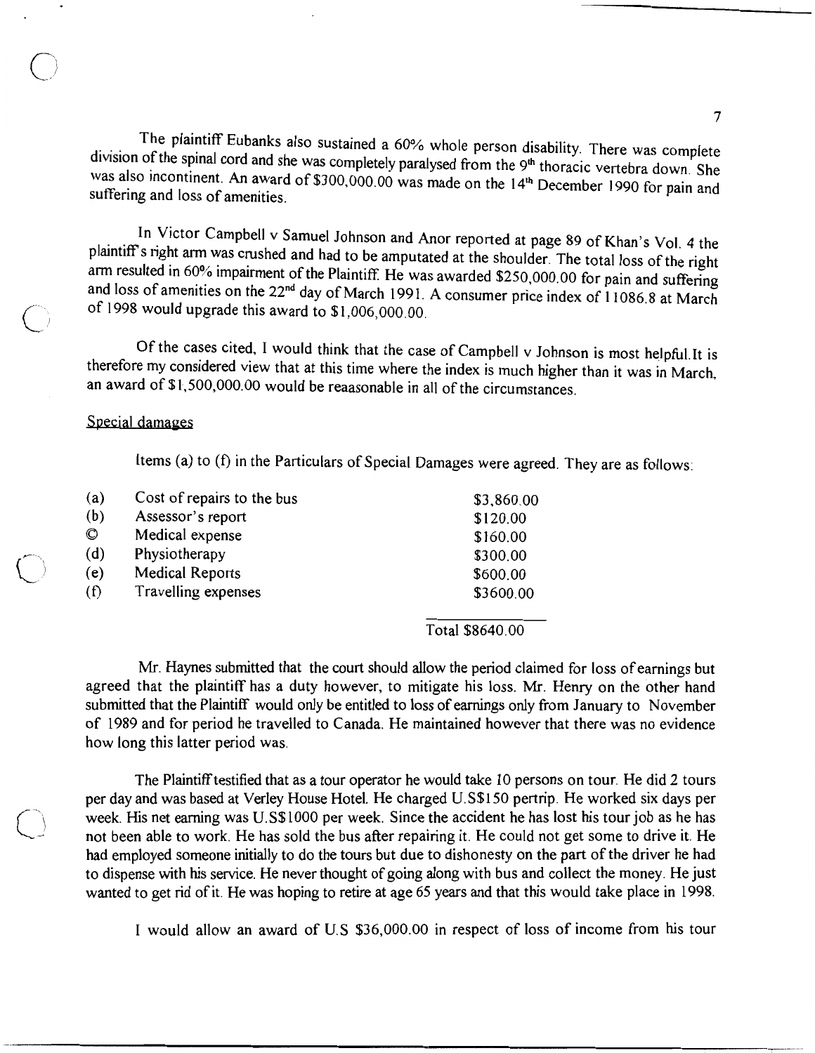The plaintiff Eubanks also sustained a 60% whole person disability. There was complete division of the spinal cord and she was completely paralysed from the 9th thoracic vertebra down. She was also incontinent. An award of $300,000.00 was made on the 14th December 1990 for pain and suffering and loss of amenities.

In Victor Campbell v Samuel Johnson and Anor reported at page 89 of Khan's Vol. 4 the plaintiff's right arm was crushed and had to be amputated at the shoulder. The total loss of the right arm resulted in 60% impairment of the Plaintiff. He was awarded $250,000.00 for pain and suffering and loss of amenities on the 22nd day of March 1991. A consumer price index of 11086.8 at March of 1998 would upgrade this award to $1,006,000.00.

Of the cases cited, I would think that the case of Campbell v Johnson is most helpful.It is therefore my considered view that at this time where the index is much higher than it was in March, an award of $1,500,000.00 would be reaasonable in all of the circumstances.

Special damages

Items (a) to (f) in the Particulars of Special Damages were agreed. They are as follows:

| | | |
|---|---|---|
| (a) | Cost of repairs to the bus | $3,860.00 |
| (b) | Assessor's report | $120.00 |
| © | Medical expense | $160.00 |
| (d) | Physiotherapy | $300.00 |
| (e) | Medical Reports | $600.00 |
| (f) | Travelling expenses | $3600.00 |
| | | Total $8640.00 |

Mr. Haynes submitted that the court should allow the period claimed for loss of earnings but agreed that the plaintiff has a duty however, to mitigate his loss. Mr. Henry on the other hand submitted that the Plaintiff would only be entitled to loss of earnings only from January to November of 1989 and for period he travelled to Canada. He maintained however that there was no evidence how long this latter period was.

The Plaintiff testified that as a tour operator he would take 10 persons on tour. He did 2 tours per day and was based at Verley House Hotel. He charged U.S$150 pertrip. He worked six days per week. His net earning was U.S$1000 per week. Since the accident he has lost his tour job as he has not been able to work. He has sold the bus after repairing it. He could not get some to drive it. He had employed someone initially to do the tours but due to dishonesty on the part of the driver he had to dispense with his service. He never thought of going along with bus and collect the money. He just wanted to get rid of it. He was hoping to retire at age 65 years and that this would take place in 1998.

I would allow an award of U.S $36,000.00 in respect of loss of income from his tour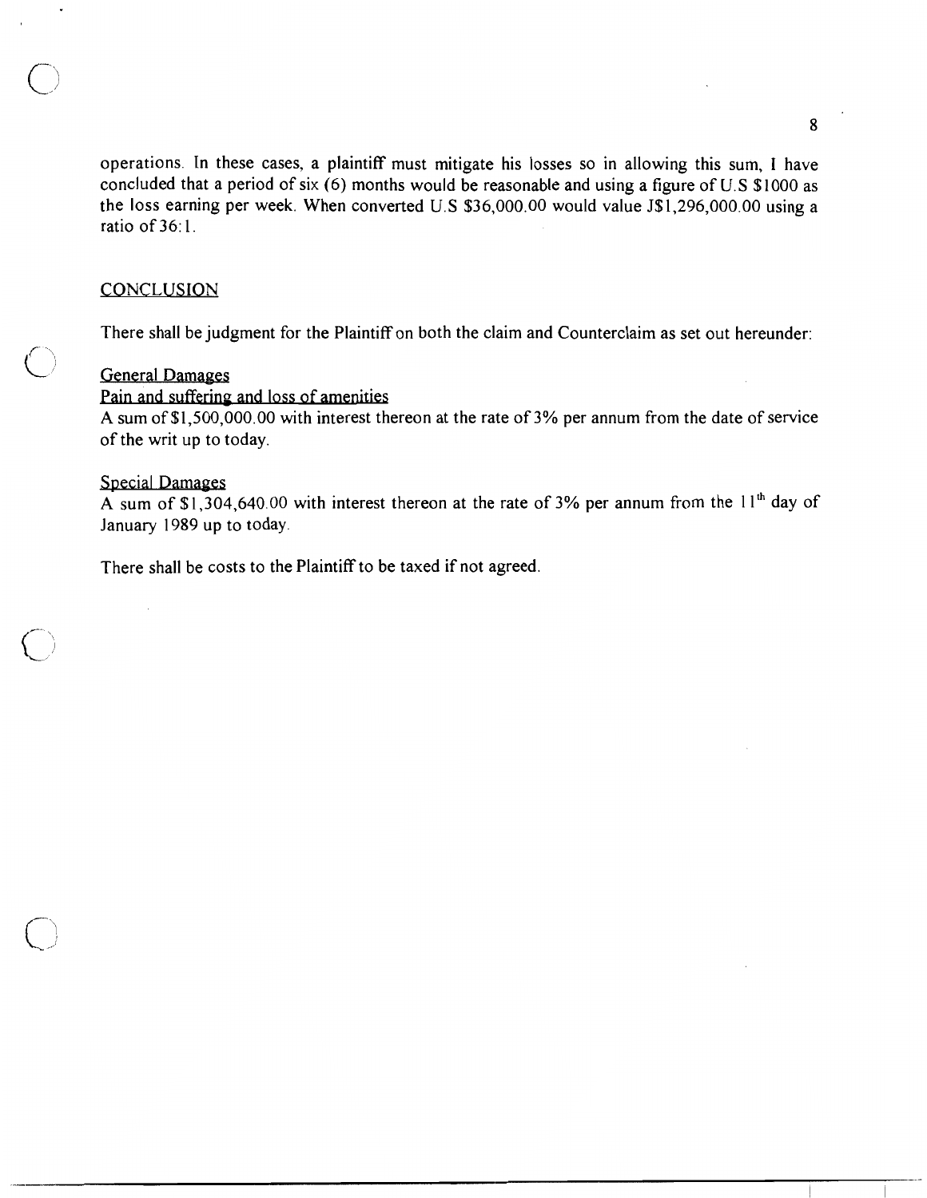operations. In these cases, a plaintiff must mitigate his losses so in allowing this sum, I have concluded that a period of six (6) months would be reasonable and using a figure of U.S $1000 as the loss earning per week. When converted U.S $36,000.00 would value J$1,296,000.00 using a ratio of 36:1.

## CONCLUSION

There shall be judgment for the Plaintiff on both the claim and Counterclaim as set out hereunder:

### General Damages

#### Pain and suffering and loss of amenities

A sum of $1,500,000.00 with interest thereon at the rate of 3% per annum from the date of service of the writ up to today.

### Special Damages

A sum of $1,304,640.00 with interest thereon at the rate of 3% per annum from the 11th day of January 1989 up to today.

There shall be costs to the Plaintiff to be taxed if not agreed.